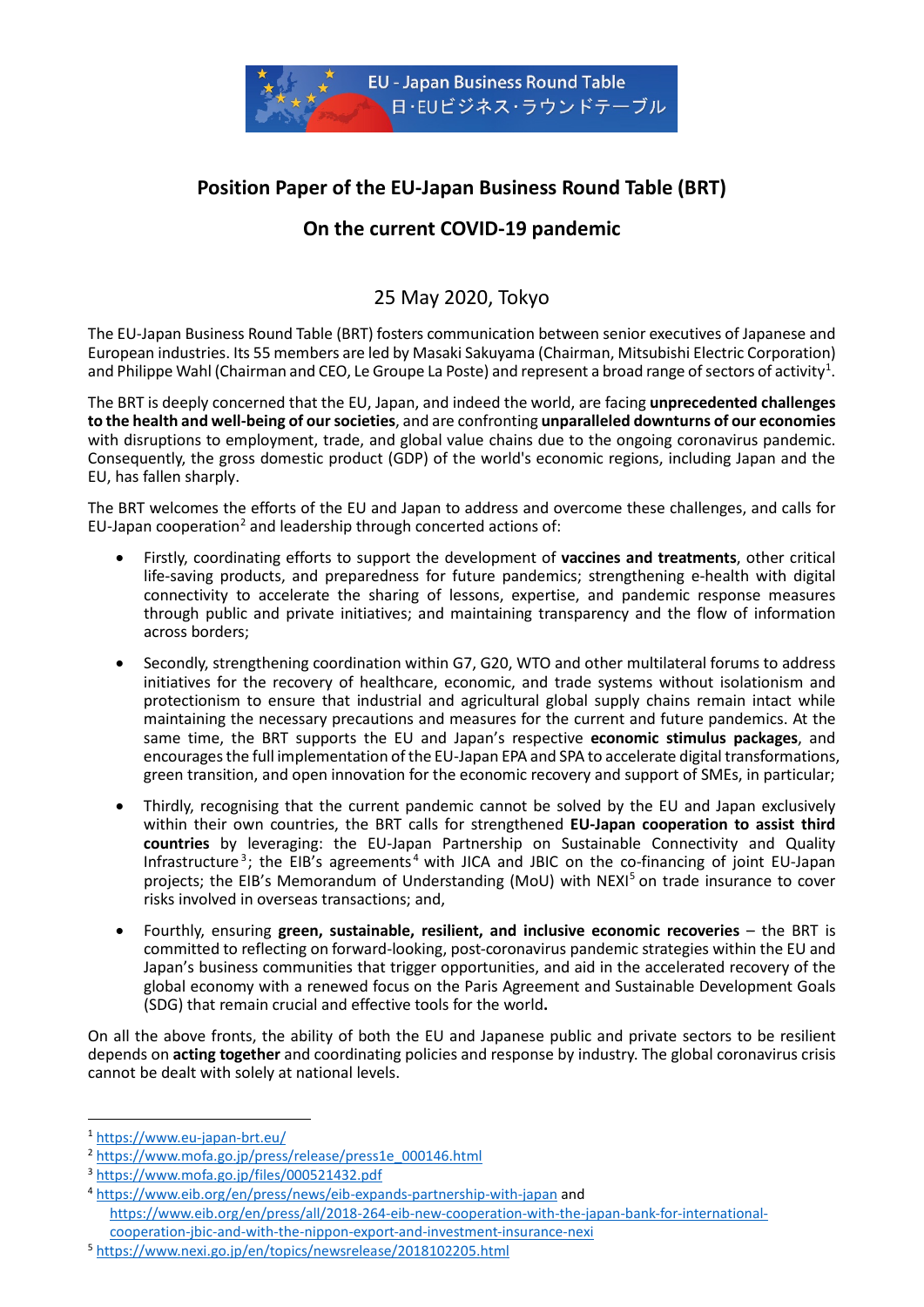EU - Japan Business Round Table
日･EUビジネス･ラウンドテーブル

# Position Paper of the EU-Japan Business Round Table (BRT)

## On the current COVID-19 pandemic

25 May 2020, Tokyo

The EU-Japan Business Round Table (BRT) fosters communication between senior executives of Japanese and European industries. Its 55 members are led by Masaki Sakuyama (Chairman, Mitsubishi Electric Corporation) and Philippe Wahl (Chairman and CEO, Le Groupe La Poste) and represent a broad range of sectors of activity[1].

The BRT is deeply concerned that the EU, Japan, and indeed the world, are facing **unprecedented challenges to the health and well-being of our societies**, and are confronting **unparalleled downturns of our economies** with disruptions to employment, trade, and global value chains due to the ongoing coronavirus pandemic. Consequently, the gross domestic product (GDP) of the world's economic regions, including Japan and the EU, has fallen sharply.

The BRT welcomes the efforts of the EU and Japan to address and overcome these challenges, and calls for EU-Japan cooperation[2] and leadership through concerted actions of:

- Firstly, coordinating efforts to support the development of **vaccines and treatments**, other critical life-saving products, and preparedness for future pandemics; strengthening e-health with digital connectivity to accelerate the sharing of lessons, expertise, and pandemic response measures through public and private initiatives; and maintaining transparency and the flow of information across borders;

- Secondly, strengthening coordination within G7, G20, WTO and other multilateral forums to address initiatives for the recovery of healthcare, economic, and trade systems without isolationism and protectionism to ensure that industrial and agricultural global supply chains remain intact while maintaining the necessary precautions and measures for the current and future pandemics. At the same time, the BRT supports the EU and Japan's respective **economic stimulus packages**, and encourages the full implementation of the EU-Japan EPA and SPA to accelerate digital transformations, green transition, and open innovation for the economic recovery and support of SMEs, in particular;

- Thirdly, recognising that the current pandemic cannot be solved by the EU and Japan exclusively within their own countries, the BRT calls for strengthened **EU-Japan cooperation to assist third countries** by leveraging: the EU-Japan Partnership on Sustainable Connectivity and Quality Infrastructure[3]; the EIB's agreements[4] with JICA and JBIC on the co-financing of joint EU-Japan projects; the EIB's Memorandum of Understanding (MoU) with NEXI[5] on trade insurance to cover risks involved in overseas transactions; and,

- Fourthly, ensuring **green, sustainable, resilient, and inclusive economic recoveries** – the BRT is committed to reflecting on forward-looking, post-coronavirus pandemic strategies within the EU and Japan's business communities that trigger opportunities, and aid in the accelerated recovery of the global economy with a renewed focus on the Paris Agreement and Sustainable Development Goals (SDG) that remain crucial and effective tools for the world**.**

On all the above fronts, the ability of both the EU and Japanese public and private sectors to be resilient depends on **acting together** and coordinating policies and response by industry. The global coronavirus crisis cannot be dealt with solely at national levels.

---

[1] https://www.eu-japan-brt.eu/

[2] https://www.mofa.go.jp/press/release/press1e_000146.html

[3] https://www.mofa.go.jp/files/000521432.pdf

[4] https://www.eib.org/en/press/news/eib-expands-partnership-with-japan and https://www.eib.org/en/press/all/2018-264-eib-new-cooperation-with-the-japan-bank-for-international-cooperation-jbic-and-with-the-nippon-export-and-investment-insurance-nexi

[5] https://www.nexi.go.jp/en/topics/newsrelease/2018102205.html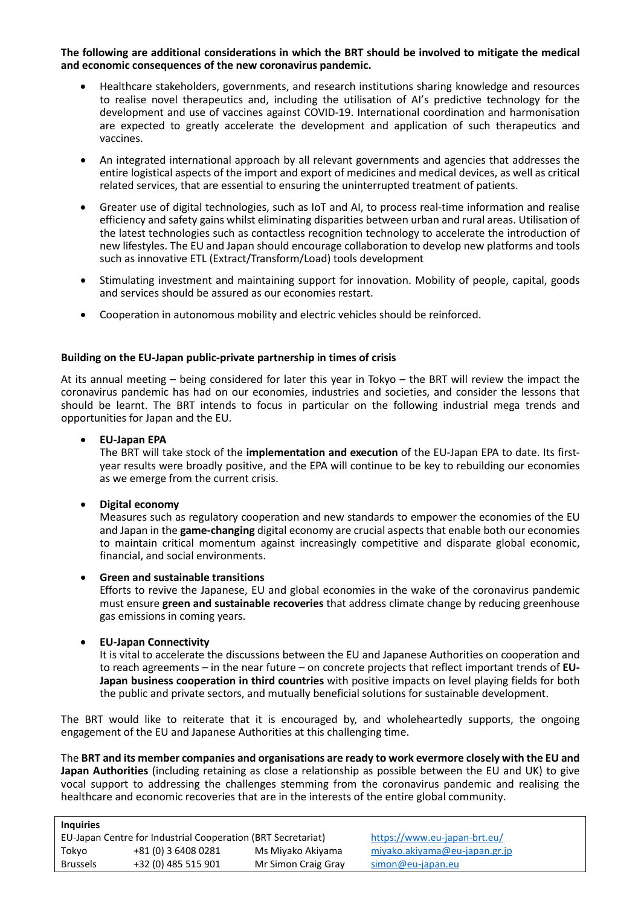**The following are additional considerations in which the BRT should be involved to mitigate the medical and economic consequences of the new coronavirus pandemic.**

- Healthcare stakeholders, governments, and research institutions sharing knowledge and resources to realise novel therapeutics and, including the utilisation of AI's predictive technology for the development and use of vaccines against COVID-19. International coordination and harmonisation are expected to greatly accelerate the development and application of such therapeutics and vaccines.
- An integrated international approach by all relevant governments and agencies that addresses the entire logistical aspects of the import and export of medicines and medical devices, as well as critical related services, that are essential to ensuring the uninterrupted treatment of patients.
- Greater use of digital technologies, such as IoT and AI, to process real-time information and realise efficiency and safety gains whilst eliminating disparities between urban and rural areas. Utilisation of the latest technologies such as contactless recognition technology to accelerate the introduction of new lifestyles. The EU and Japan should encourage collaboration to develop new platforms and tools such as innovative ETL (Extract/Transform/Load) tools development
- Stimulating investment and maintaining support for innovation. Mobility of people, capital, goods and services should be assured as our economies restart.
- Cooperation in autonomous mobility and electric vehicles should be reinforced.

**Building on the EU-Japan public-private partnership in times of crisis**

At its annual meeting – being considered for later this year in Tokyo – the BRT will review the impact the coronavirus pandemic has had on our economies, industries and societies, and consider the lessons that should be learnt. The BRT intends to focus in particular on the following industrial mega trends and opportunities for Japan and the EU.

- **EU-Japan EPA**
  The BRT will take stock of the **implementation and execution** of the EU-Japan EPA to date. Its first-year results were broadly positive, and the EPA will continue to be key to rebuilding our economies as we emerge from the current crisis.

- **Digital economy**
  Measures such as regulatory cooperation and new standards to empower the economies of the EU and Japan in the **game-changing** digital economy are crucial aspects that enable both our economies to maintain critical momentum against increasingly competitive and disparate global economic, financial, and social environments.

- **Green and sustainable transitions**
  Efforts to revive the Japanese, EU and global economies in the wake of the coronavirus pandemic must ensure **green and sustainable recoveries** that address climate change by reducing greenhouse gas emissions in coming years.

- **EU-Japan Connectivity**
  It is vital to accelerate the discussions between the EU and Japanese Authorities on cooperation and to reach agreements – in the near future – on concrete projects that reflect important trends of **EU-Japan business cooperation in third countries** with positive impacts on level playing fields for both the public and private sectors, and mutually beneficial solutions for sustainable development.

The BRT would like to reiterate that it is encouraged by, and wholeheartedly supports, the ongoing engagement of the EU and Japanese Authorities at this challenging time.

The **BRT and its member companies and organisations are ready to work evermore closely with the EU and Japan Authorities** (including retaining as close a relationship as possible between the EU and UK) to give vocal support to addressing the challenges stemming from the coronavirus pandemic and realising the healthcare and economic recoveries that are in the interests of the entire global community.

| **Inquiries** | | | |
|---|---|---|---|
| EU-Japan Centre for Industrial Cooperation (BRT Secretariat) | | | https://www.eu-japan-brt.eu/ |
| Tokyo | +81 (0) 3 6408 0281 | Ms Miyako Akiyama | miyako.akiyama@eu-japan.gr.jp |
| Brussels | +32 (0) 485 515 901 | Mr Simon Craig Gray | simon@eu-japan.eu |